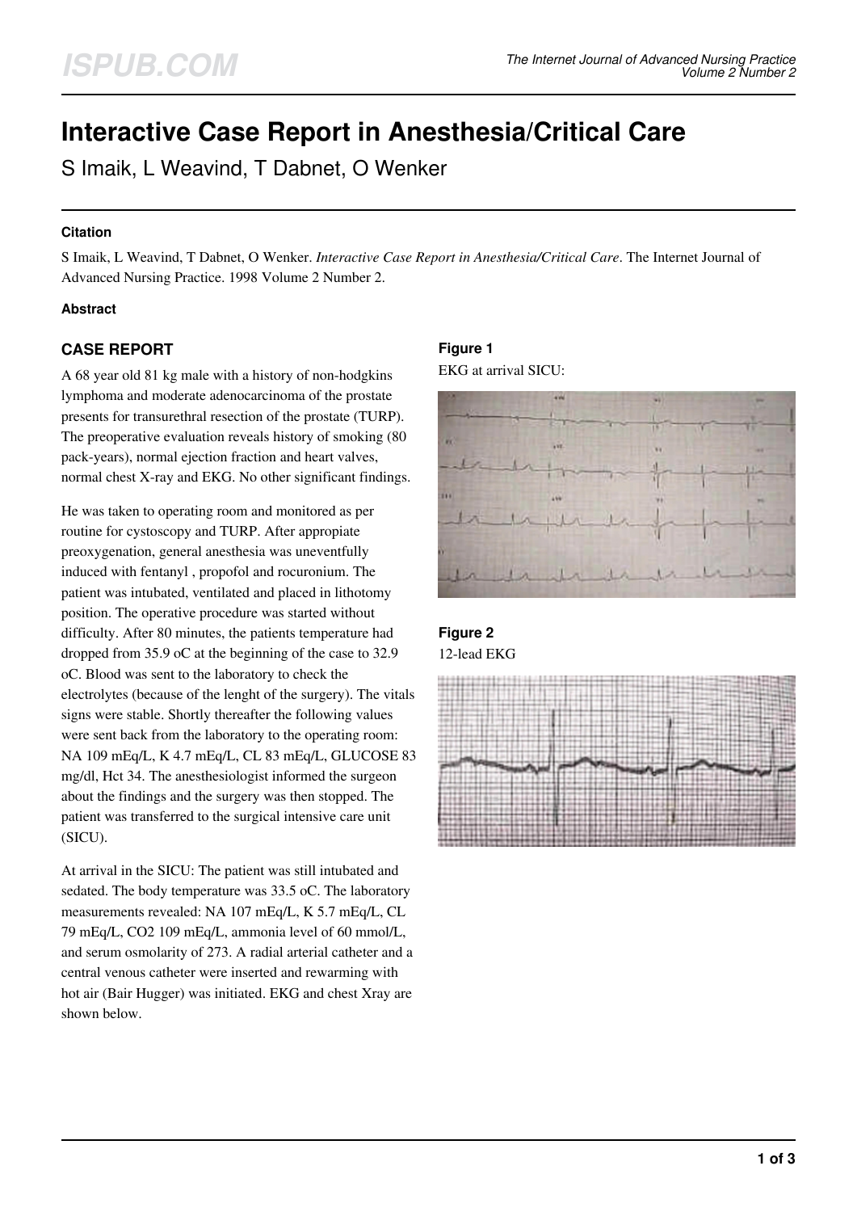# Interactive Case Report in Anesthesia/Critical Care

S Imaik, L Weavind, T Dabnet, O Wenker

#### Citation

S Imaik, L Weavind, T Dabnet, O Wenker. *Interactive Case Report in Anesthesia/Critical Care*. The Internet Journal of Advanced Nursing Practice. 1998 Volume 2 Number 2.

#### Abstract

## CASE REPORT

A 68 year old 81 kg male with a history of non-hodgkins lymphoma and moderate adenocarcinoma of the prostate presents for transurethral resection of the prostate (TURP). The preoperative evaluation reveals history of smoking (80 pack-years), normal ejection fraction and heart valves, normal chest X-ray and EKG. No other significant findings.

He was taken to operating room and monitored as per routine for cystoscopy and TURP. After appropiate preoxygenation, general anesthesia was uneventfully induced with fentanyl , propofol and rocuronium. The patient was intubated, ventilated and placed in lithotomy position. The operative procedure was started without difficulty. After 80 minutes, the patients temperature had dropped from 35.9 oC at the beginning of the case to 32.9 oC. Blood was sent to the laboratory to check the electrolytes (because of the lenght of the surgery). The vitals signs were stable. Shortly thereafter the following values were sent back from the laboratory to the operating room: NA 109 mEq/L, K 4.7 mEq/L, CL 83 mEq/L, GLUCOSE 83 mg/dl, Hct 34. The anesthesiologist informed the surgeon about the findings and the surgery was then stopped. The patient was transferred to the surgical intensive care unit (SICU).

At arrival in the SICU: The patient was still intubated and sedated. The body temperature was 33.5 oC. The laboratory measurements revealed: NA 107 mEq/L, K 5.7 mEq/L, CL 79 mEq/L, CO2 109 mEq/L, ammonia level of 60 mmol/L, and serum osmolarity of 273. A radial arterial catheter and a central venous catheter were inserted and rewarming with hot air (Bair Hugger) was initiated. EKG and chest Xray are shown below.

#### Figure 1

EKG at arrival SICU:

#### Figure 2

12-lead EKG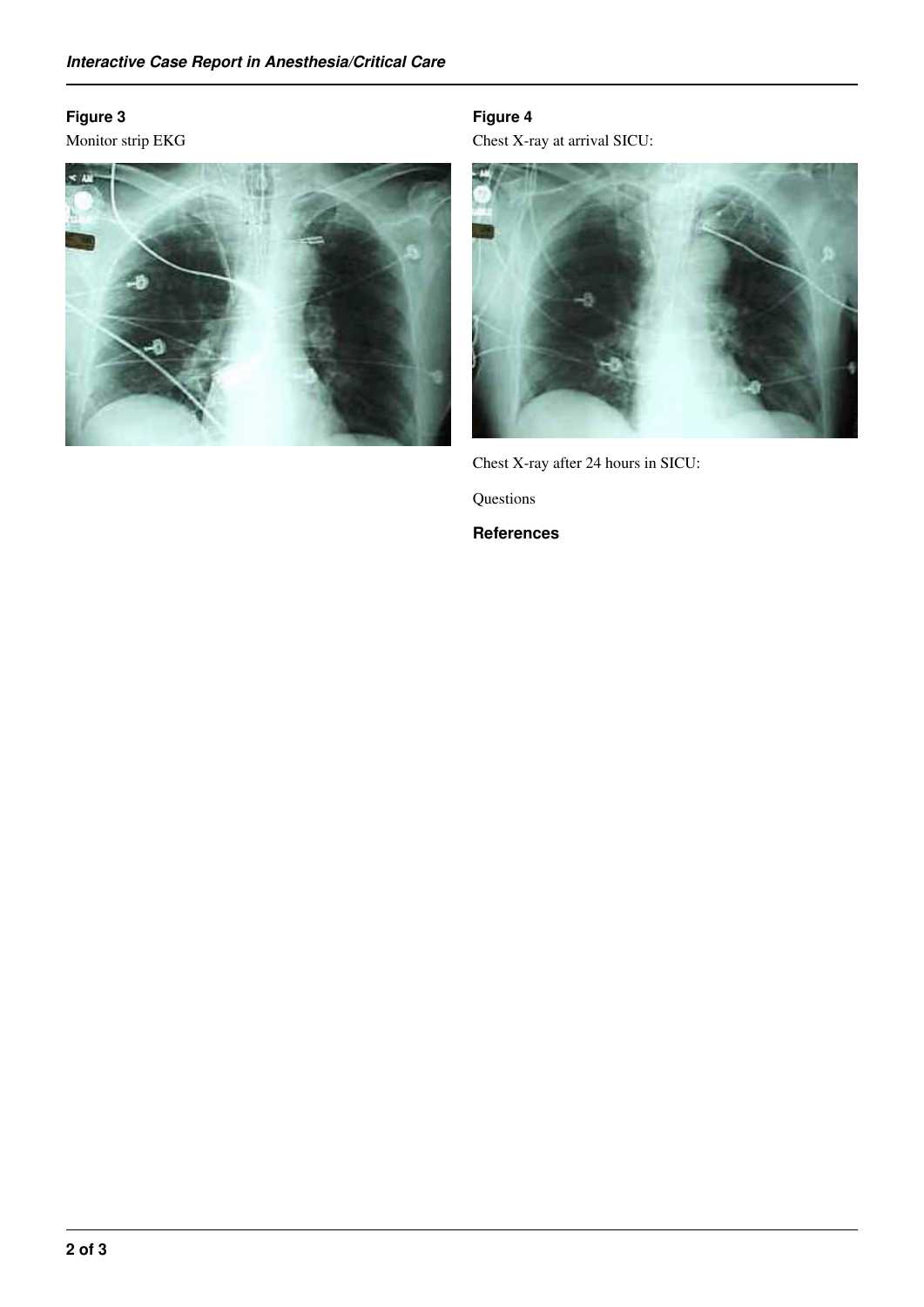**Figure 3**

Monitor strip EKG

**Figure 4**

Chest X-ray at arrival SICU:

Chest X-ray after 24 hours in SICU:

Questions

**References**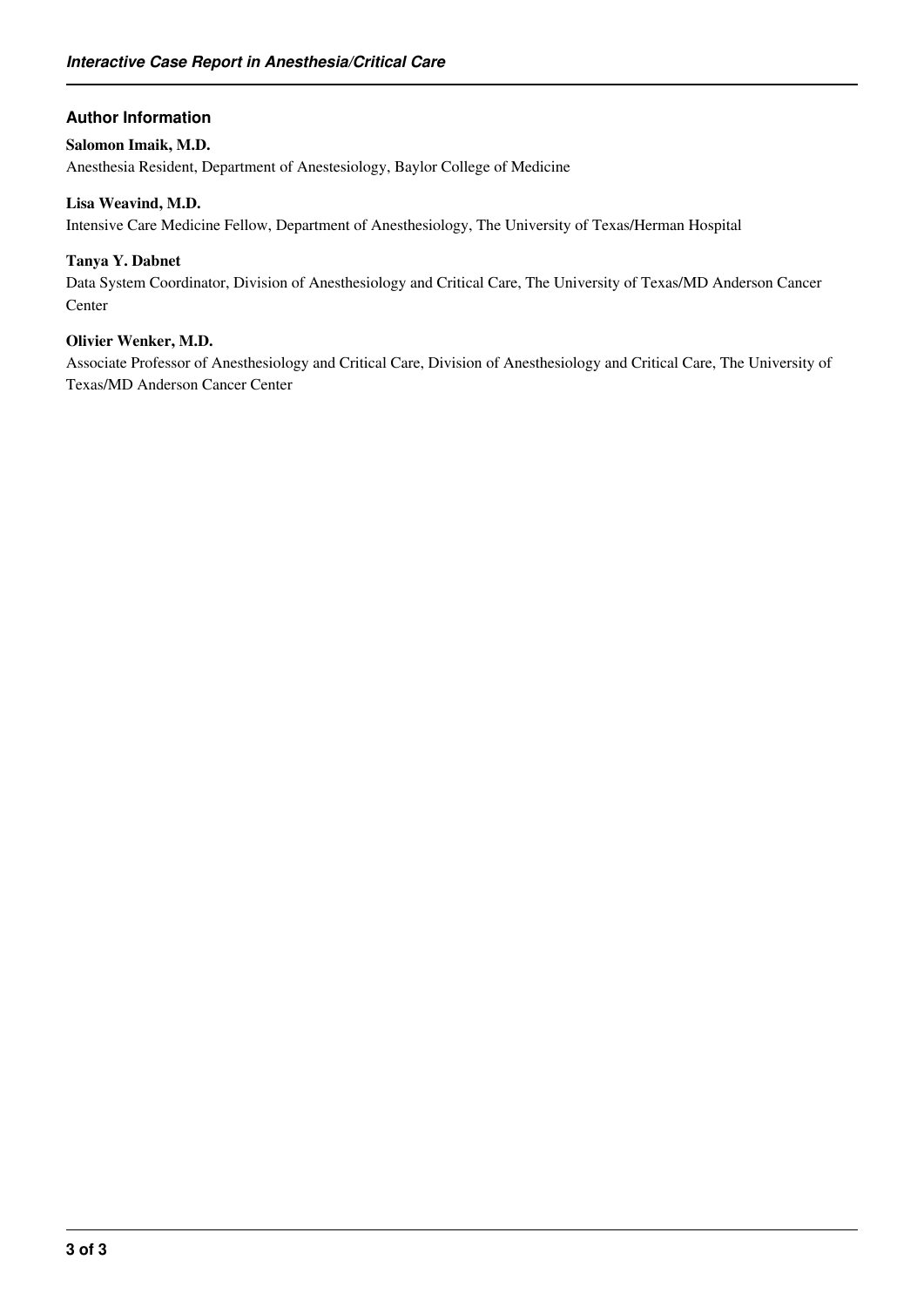## Author Information

**Salomon Imaik, M.D.**
Anesthesia Resident, Department of Anestesiology, Baylor College of Medicine

**Lisa Weavind, M.D.**
Intensive Care Medicine Fellow, Department of Anesthesiology, The University of Texas/Herman Hospital

**Tanya Y. Dabnet**
Data System Coordinator, Division of Anesthesiology and Critical Care, The University of Texas/MD Anderson Cancer Center

**Olivier Wenker, M.D.**
Associate Professor of Anesthesiology and Critical Care, Division of Anesthesiology and Critical Care, The University of Texas/MD Anderson Cancer Center